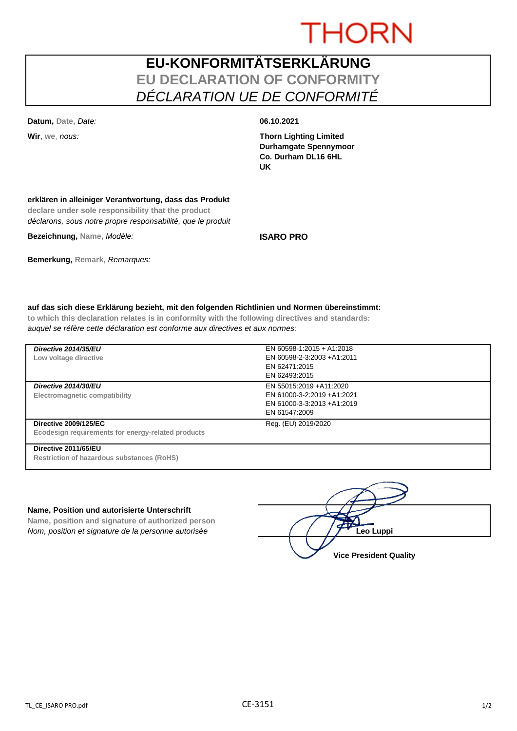THORN

# EU-KONFORMITÄTSERKLÄRUNG
## EU DECLARATION OF CONFORMITY
## *DÉCLARATION UE DE CONFORMITÉ*

**Datum,** Date, *Date:* **06.10.2021**

**Wir**, we, *nous:*

**Thorn Lighting Limited**
**Durhamgate Spennymoor**
**Co. Durham DL16 6HL**
**UK**

**erklären in alleiniger Verantwortung, dass das Produkt**
**declare under sole responsibility that the product**
*déclarons, sous notre propre responsabilité, que le produit*

**Bezeichnung,** Name, *Modèle:* **ISARO PRO**

**Bemerkung,** Remark, *Remarques:*

**auf das sich diese Erklärung bezieht, mit den folgenden Richtlinien und Normen übereinstimmt:**
**to which this declaration relates is in conformity with the following directives and standards:**
*auquel se réfère cette déclaration est conforme aux directives et aux normes:*

| Directive | Standards |
|---|---|
| ***Directive 2014/35/EU***<br>**Low voltage directive** | EN 60598-1:2015 + A1:2018<br>EN 60598-2-3:2003 +A1:2011<br>EN 62471:2015<br>EN 62493:2015 |
| ***Directive 2014/30/EU***<br>**Electromagnetic compatibility** | EN 55015:2019 +A11:2020<br>EN 61000-3-2:2019 +A1:2021<br>EN 61000-3-3:2013 +A1:2019<br>EN 61547:2009 |
| **Directive 2009/125/EC**<br>**Ecodesign requirements for energy-related products** | Reg. (EU) 2019/2020 |
| **Directive 2011/65/EU**<br>**Restriction of hazardous substances (RoHS)** | |

**Name, Position und autorisierte Unterschrift**
**Name, position and signature of authorized person**
*Nom, position et signature de la personne autorisée*

**Leo Luppi**
**Vice President Quality**

TL_CE_ISARO PRO.pdf

CE-3151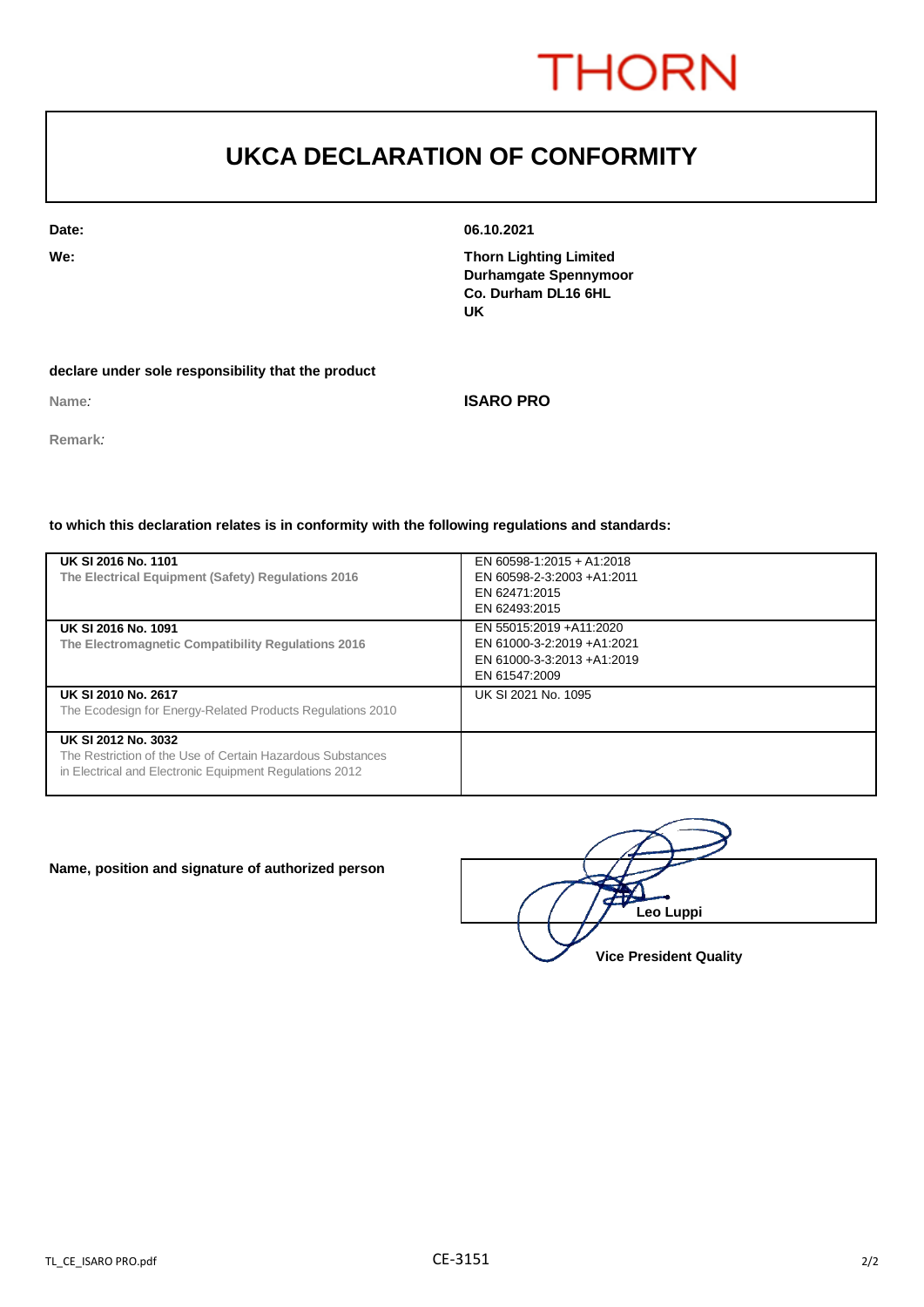THORN

# UKCA DECLARATION OF CONFORMITY

| | |
|---|---|
| **Date:** | **06.10.2021** |
| **We:** | **Thorn Lighting Limited**<br>**Durhamgate Spennymoor**<br>**Co. Durham DL16 6HL**<br>**UK** |

**declare under sole responsibility that the product**

| | |
|---|---|
| **Name:** | **ISARO PRO** |
| **Remark:** | |

**to which this declaration relates is in conformity with the following regulations and standards:**

| | |
|---|---|
| **UK SI 2016 No. 1101**<br>**The Electrical Equipment (Safety) Regulations 2016** | EN 60598-1:2015 + A1:2018<br>EN 60598-2-3:2003 +A1:2011<br>EN 62471:2015<br>EN 62493:2015 |
| **UK SI 2016 No. 1091**<br>**The Electromagnetic Compatibility Regulations 2016** | EN 55015:2019 +A11:2020<br>EN 61000-3-2:2019 +A1:2021<br>EN 61000-3-3:2013 +A1:2019<br>EN 61547:2009 |
| **UK SI 2010 No. 2617**<br>The Ecodesign for Energy-Related Products Regulations 2010 | UK SI 2021 No. 1095 |
| **UK SI 2012 No. 3032**<br>The Restriction of the Use of Certain Hazardous Substances in Electrical and Electronic Equipment Regulations 2012 | |

**Name, position and signature of authorized person**

**Leo Luppi**

**Vice President Quality**

TL_CE_ISARO PRO.pdf

CE-3151